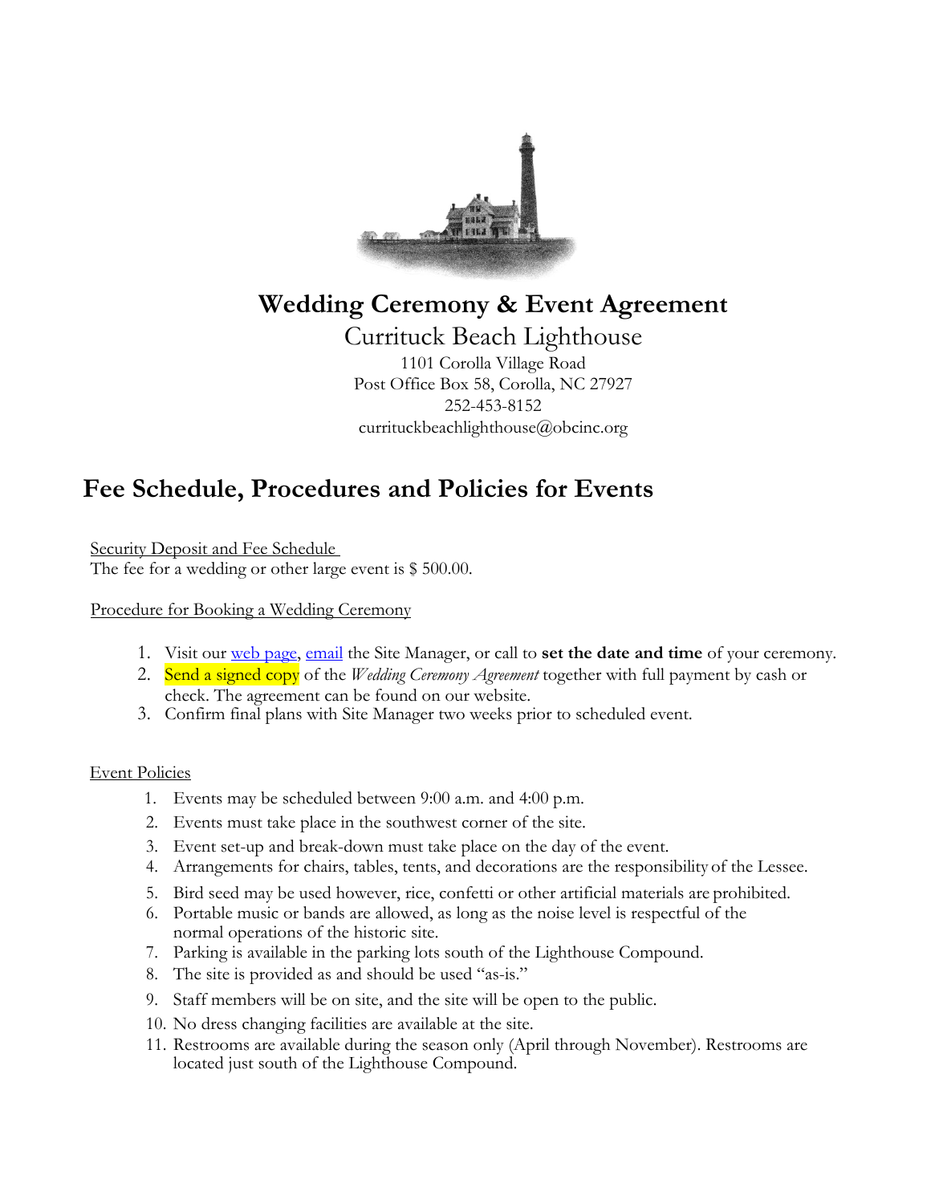# Wedding Ceremony & Event Agreement

Currituck Beach Lighthouse

1101 Corolla Village Road
Post Office Box 58, Corolla, NC 27927
252-453-8152
currituckbeachlighthouse@obcinc.org

## Fee Schedule, Procedures and Policies for Events

Security Deposit and Fee Schedule

The fee for a wedding or other large event is $ 500.00.

Procedure for Booking a Wedding Ceremony

1. Visit our web page, email the Site Manager, or call to **set the date and time** of your ceremony.
2. Send a signed copy of the *Wedding Ceremony Agreement* together with full payment by cash or check. The agreement can be found on our website.
3. Confirm final plans with Site Manager two weeks prior to scheduled event.

Event Policies

1. Events may be scheduled between 9:00 a.m. and 4:00 p.m.
2. Events must take place in the southwest corner of the site.
3. Event set-up and break-down must take place on the day of the event.
4. Arrangements for chairs, tables, tents, and decorations are the responsibility of the Lessee.
5. Bird seed may be used however, rice, confetti or other artificial materials are prohibited.
6. Portable music or bands are allowed, as long as the noise level is respectful of the normal operations of the historic site.
7. Parking is available in the parking lots south of the Lighthouse Compound.
8. The site is provided as and should be used "as-is."
9. Staff members will be on site, and the site will be open to the public.
10. No dress changing facilities are available at the site.
11. Restrooms are available during the season only (April through November). Restrooms are located just south of the Lighthouse Compound.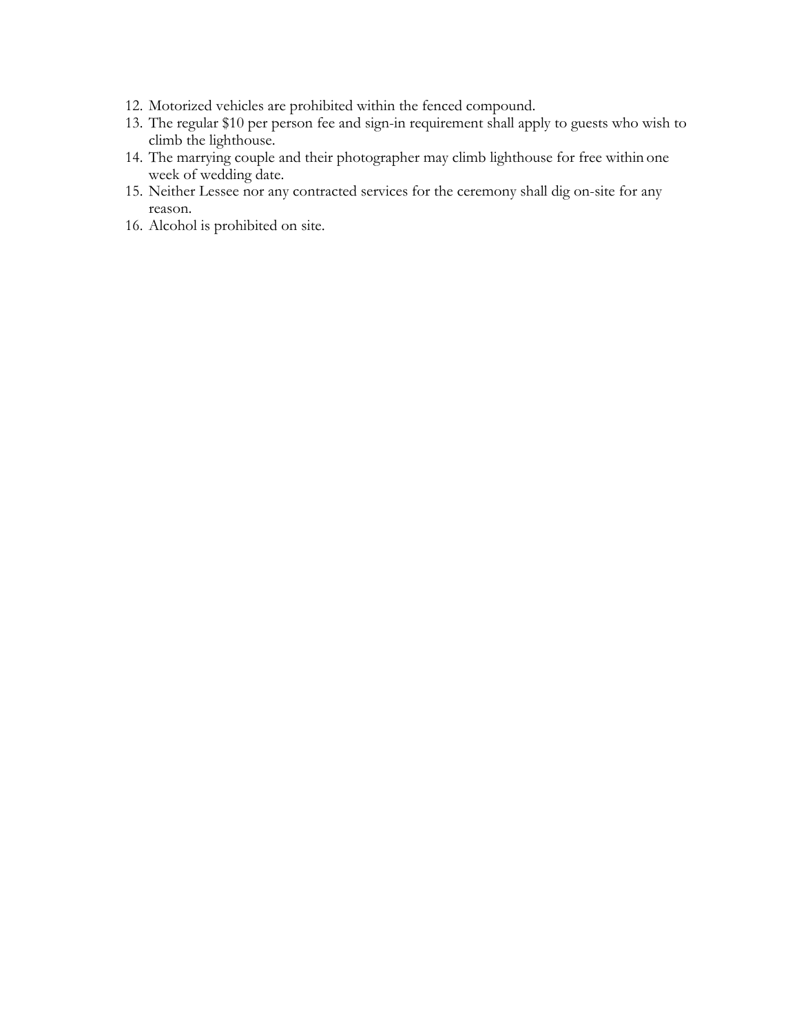12. Motorized vehicles are prohibited within the fenced compound.
13. The regular $10 per person fee and sign-in requirement shall apply to guests who wish to climb the lighthouse.
14. The marrying couple and their photographer may climb lighthouse for free within one week of wedding date.
15. Neither Lessee nor any contracted services for the ceremony shall dig on-site for any reason.
16. Alcohol is prohibited on site.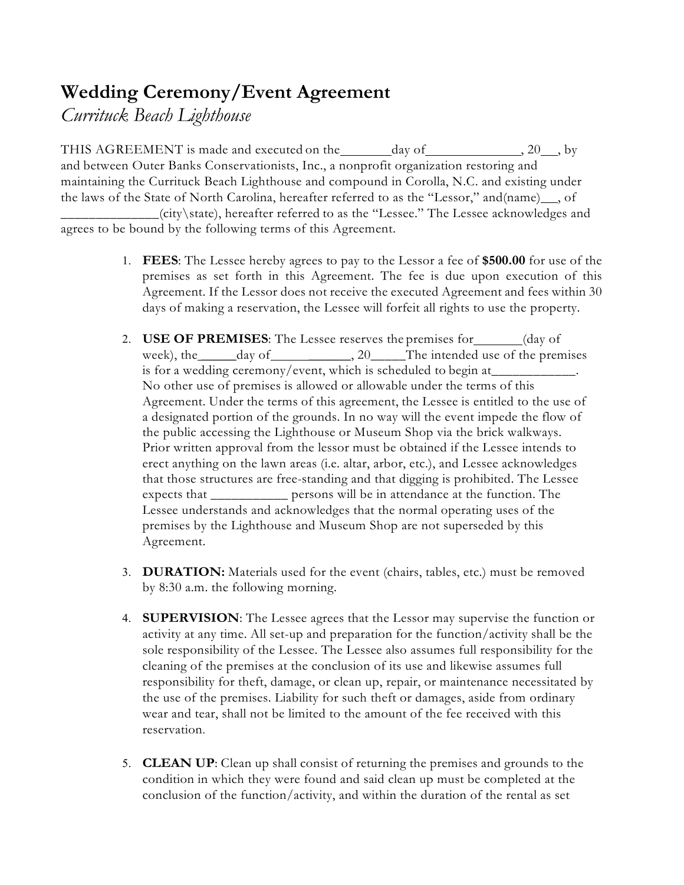# Wedding Ceremony/Event Agreement

*Currituck Beach Lighthouse*

THIS AGREEMENT is made and executed on the_______day of_____________, 20__, by and between Outer Banks Conservationists, Inc., a nonprofit organization restoring and maintaining the Currituck Beach Lighthouse and compound in Corolla, N.C. and existing under the laws of the State of North Carolina, hereafter referred to as the "Lessor," and(name)__, of _____________(city\state), hereafter referred to as the "Lessee." The Lessee acknowledges and agrees to be bound by the following terms of this Agreement.

1. **FEES**: The Lessee hereby agrees to pay to the Lessor a fee of **$500.00** for use of the premises as set forth in this Agreement. The fee is due upon execution of this Agreement. If the Lessor does not receive the executed Agreement and fees within 30 days of making a reservation, the Lessee will forfeit all rights to use the property.

2. **USE OF PREMISES**: The Lessee reserves the premises for_______(day of week), the_____day of____________, 20_____The intended use of the premises is for a wedding ceremony/event, which is scheduled to begin at___________. No other use of premises is allowed or allowable under the terms of this Agreement. Under the terms of this agreement, the Lessee is entitled to the use of a designated portion of the grounds. In no way will the event impede the flow of the public accessing the Lighthouse or Museum Shop via the brick walkways. Prior written approval from the lessor must be obtained if the Lessee intends to erect anything on the lawn areas (i.e. altar, arbor, etc.), and Lessee acknowledges that those structures are free-standing and that digging is prohibited. The Lessee expects that __________ persons will be in attendance at the function. The Lessee understands and acknowledges that the normal operating uses of the premises by the Lighthouse and Museum Shop are not superseded by this Agreement.

3. **DURATION:** Materials used for the event (chairs, tables, etc.) must be removed by 8:30 a.m. the following morning.

4. **SUPERVISION**: The Lessee agrees that the Lessor may supervise the function or activity at any time. All set-up and preparation for the function/activity shall be the sole responsibility of the Lessee. The Lessee also assumes full responsibility for the cleaning of the premises at the conclusion of its use and likewise assumes full responsibility for theft, damage, or clean up, repair, or maintenance necessitated by the use of the premises. Liability for such theft or damages, aside from ordinary wear and tear, shall not be limited to the amount of the fee received with this reservation.

5. **CLEAN UP**: Clean up shall consist of returning the premises and grounds to the condition in which they were found and said clean up must be completed at the conclusion of the function/activity, and within the duration of the rental as set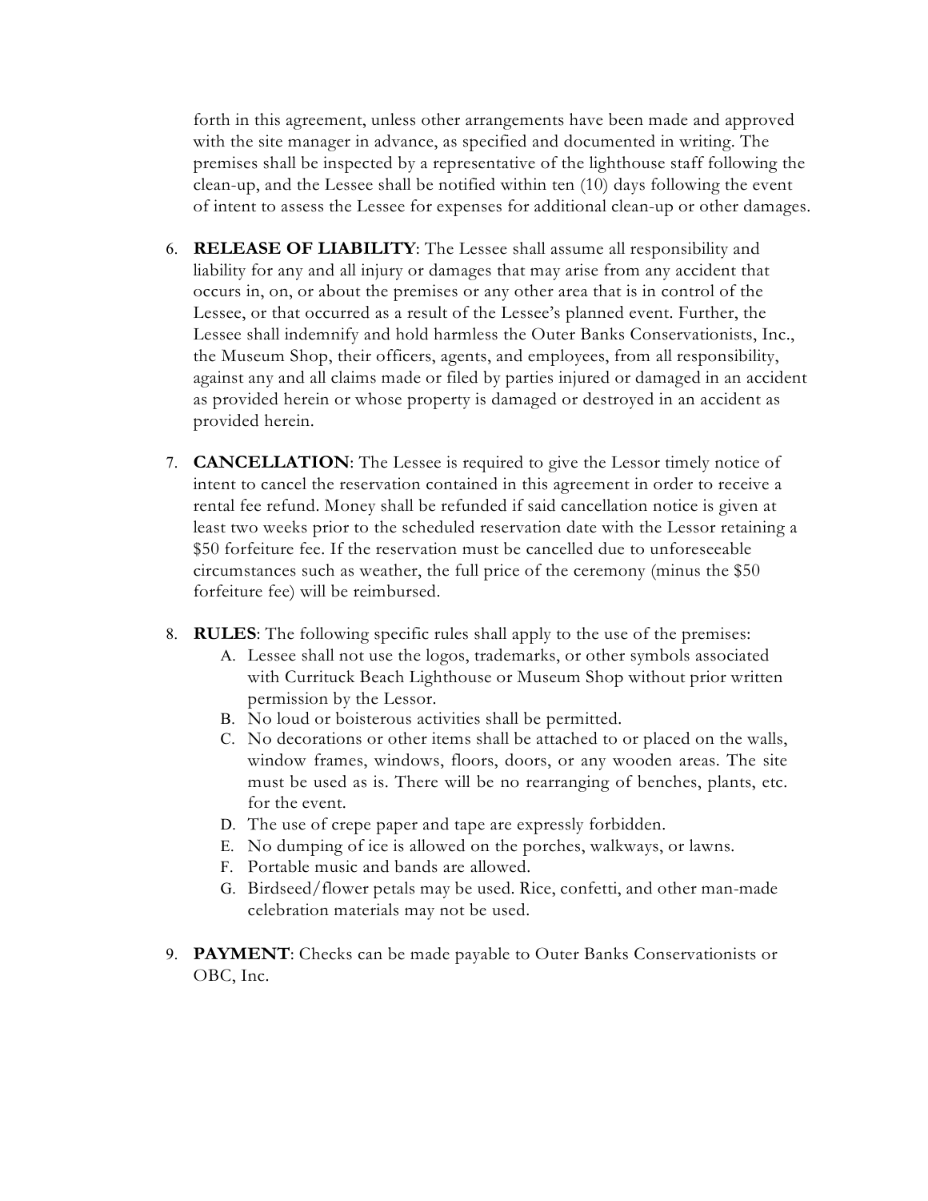forth in this agreement, unless other arrangements have been made and approved with the site manager in advance, as specified and documented in writing. The premises shall be inspected by a representative of the lighthouse staff following the clean-up, and the Lessee shall be notified within ten (10) days following the event of intent to assess the Lessee for expenses for additional clean-up or other damages.

6. **RELEASE OF LIABILITY**: The Lessee shall assume all responsibility and liability for any and all injury or damages that may arise from any accident that occurs in, on, or about the premises or any other area that is in control of the Lessee, or that occurred as a result of the Lessee's planned event. Further, the Lessee shall indemnify and hold harmless the Outer Banks Conservationists, Inc., the Museum Shop, their officers, agents, and employees, from all responsibility, against any and all claims made or filed by parties injured or damaged in an accident as provided herein or whose property is damaged or destroyed in an accident as provided herein.

7. **CANCELLATION**: The Lessee is required to give the Lessor timely notice of intent to cancel the reservation contained in this agreement in order to receive a rental fee refund. Money shall be refunded if said cancellation notice is given at least two weeks prior to the scheduled reservation date with the Lessor retaining a $50 forfeiture fee. If the reservation must be cancelled due to unforeseeable circumstances such as weather, the full price of the ceremony (minus the $50 forfeiture fee) will be reimbursed.

8. **RULES**: The following specific rules shall apply to the use of the premises:
   A. Lessee shall not use the logos, trademarks, or other symbols associated with Currituck Beach Lighthouse or Museum Shop without prior written permission by the Lessor.
   B. No loud or boisterous activities shall be permitted.
   C. No decorations or other items shall be attached to or placed on the walls, window frames, windows, floors, doors, or any wooden areas. The site must be used as is. There will be no rearranging of benches, plants, etc. for the event.
   D. The use of crepe paper and tape are expressly forbidden.
   E. No dumping of ice is allowed on the porches, walkways, or lawns.
   F. Portable music and bands are allowed.
   G. Birdseed/flower petals may be used. Rice, confetti, and other man-made celebration materials may not be used.

9. **PAYMENT**: Checks can be made payable to Outer Banks Conservationists or OBC, Inc.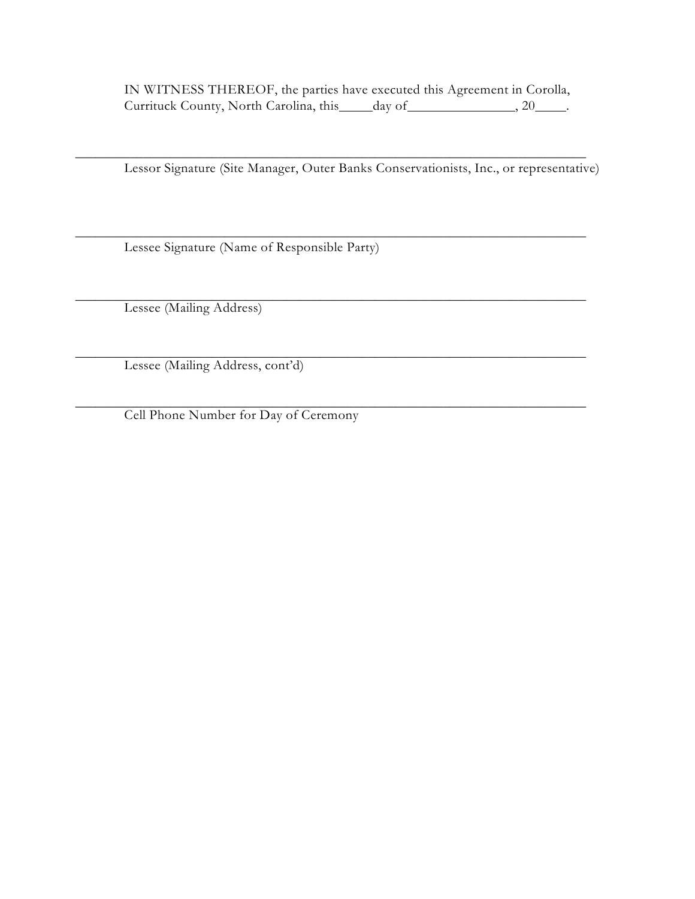IN WITNESS THEREOF, the parties have executed this Agreement in Corolla, Currituck County, North Carolina, this_____day of________________, 20_____.

_____________________________________________________________________________

Lessor Signature (Site Manager, Outer Banks Conservationists, Inc., or representative)

_____________________________________________________________________________

Lessee Signature (Name of Responsible Party)

_____________________________________________________________________________

Lessee (Mailing Address)

_____________________________________________________________________________

Lessee (Mailing Address, cont'd)

_____________________________________________________________________________

Cell Phone Number for Day of Ceremony